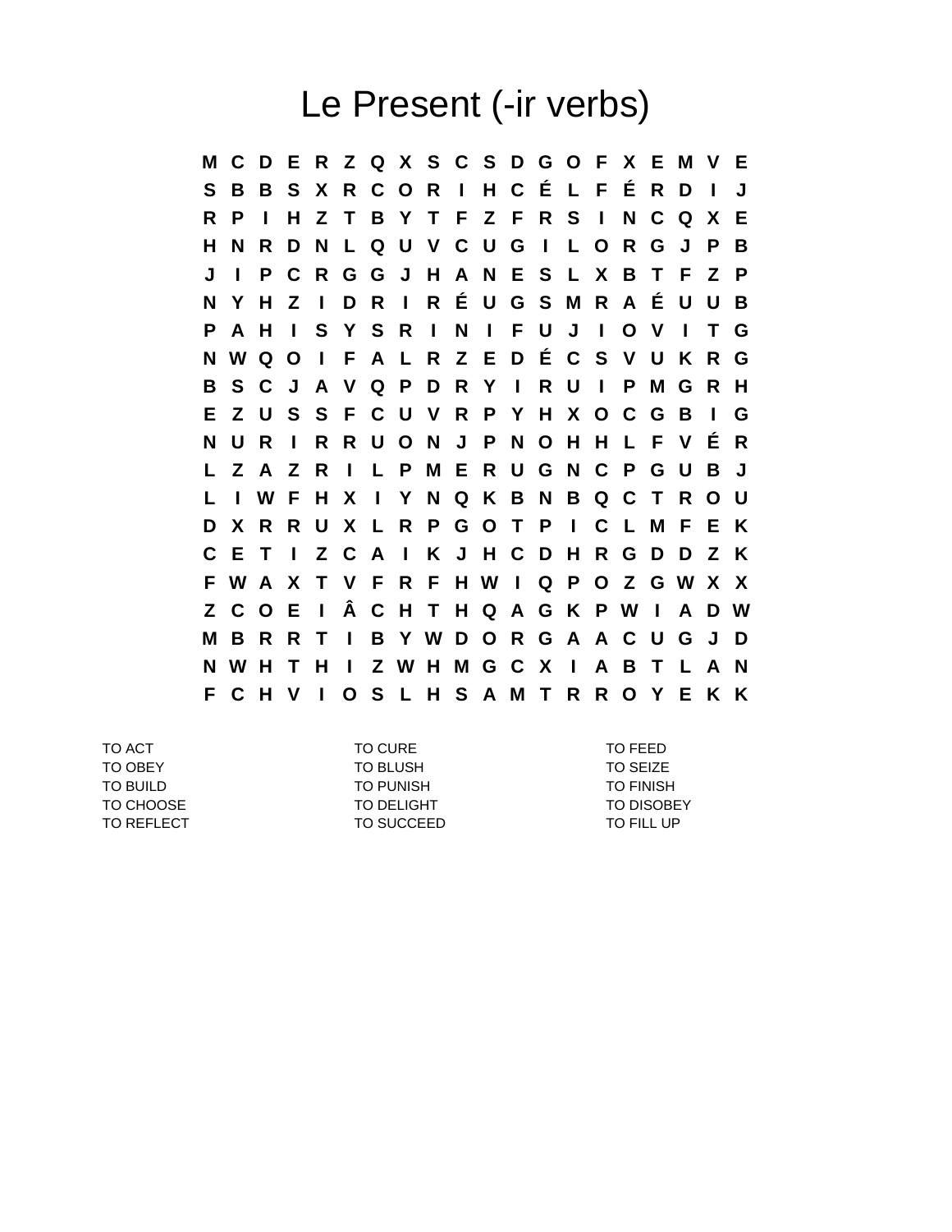# Le Present (-ir verbs)

```
M C D E R Z Q X S C S D G O F X E M V E
S B B S X R C O R I H C É L F É R D I J
R P I H Z T B Y T F Z F R S I N C Q X E
H N R D N L Q U V C U G I L O R G J P B
J I P C R G G J H A N E S L X B T F Z P
N Y H Z I D R I R É U G S M R A É U U B
P A H I S Y S R I N I F U J I O V I T G
N W Q O I F A L R Z E D É C S V U K R G
B S C J A V Q P D R Y I R U I P M G R H
E Z U S S F C U V R P Y H X O C G B I G
N U R I R R U O N J P N O H H L F V É R
L Z A Z R I L P M E R U G N C P G U B J
L I W F H X I Y N Q K B N B Q C T R O U
D X R R U X L R P G O T P I C L M F E K
C E T I Z C A I K J H C D H R G D D Z K
F W A X T V F R F H W I Q P O Z G W X X
Z C O E I Â C H T H Q A G K P W I A D W
M B R R T I B Y W D O R G A A C U G J D
N W H T H I Z W H M G C X I A B T L A N
F C H V I O S L H S A M T R R O Y E K K
```

TO ACT
TO OBEY
TO BUILD
TO CHOOSE
TO REFLECT

TO CURE
TO BLUSH
TO PUNISH
TO DELIGHT
TO SUCCEED

TO FEED
TO SEIZE
TO FINISH
TO DISOBEY
TO FILL UP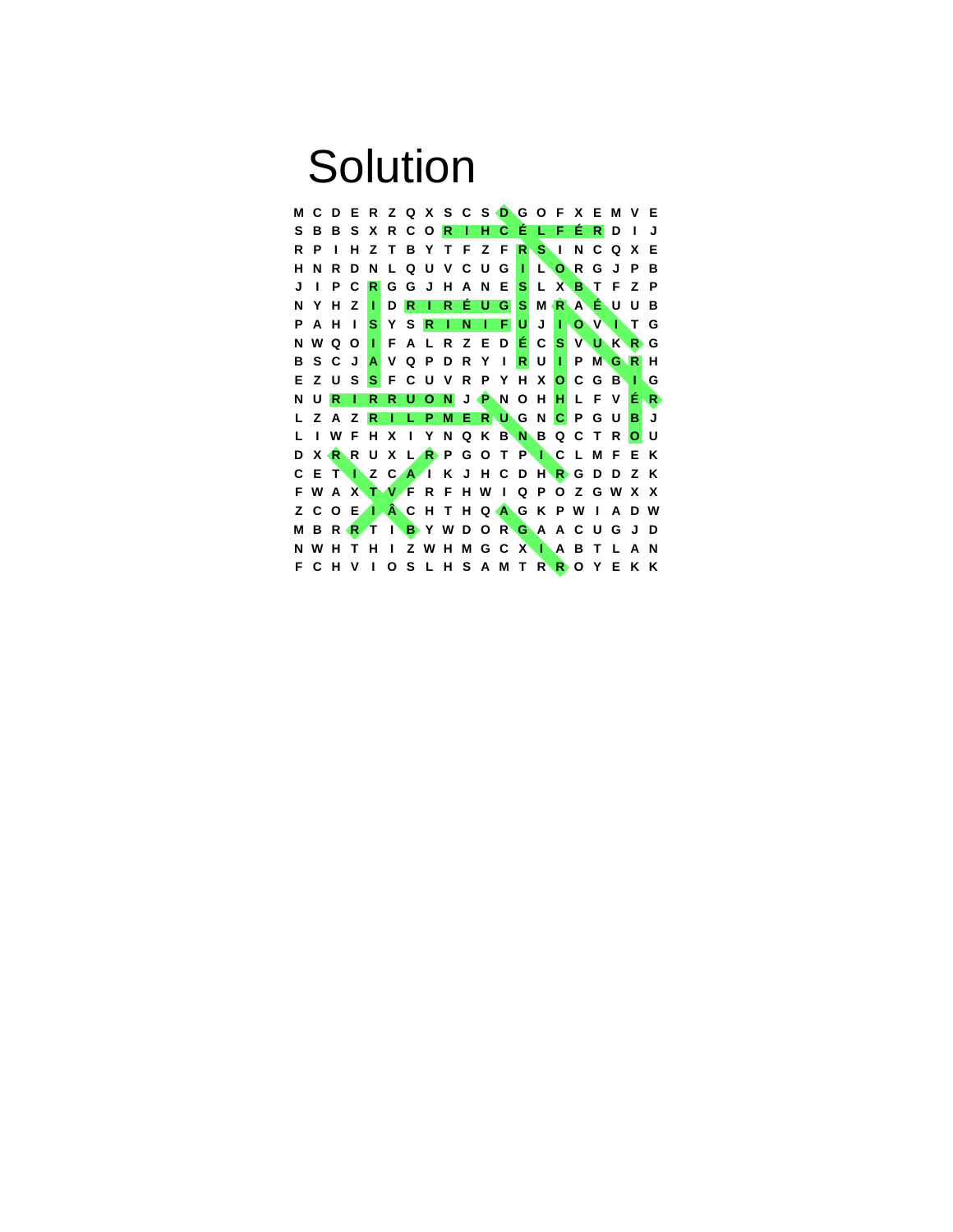# Solution

```
M C D E R Z Q X S C S D G O F X E M V E
S B B S X R C O R I H C É L F É R D I J
R P I H Z T B Y T F Z F R S I N C Q X E
H N R D N L Q U V C U G I L O R G J P B
J I P C R G G J H A N E S L X B T F Z P
N Y H Z I D R I R É U G S M R A É U U B
P A H I S Y S R I N I F U J I O V I T G
N W Q O I F A L R Z E D É C S V U K R G
B S C J A V Q P D R Y I R U I P M G R H
E Z U S S F C U V R P Y H X O C G B I G
N U R I R R U O N J P N O H H L F V É R
L Z A Z R I L P M E R U G N C P G U B J
L I W F H X I Y N Q K B N B Q C T R O U
D X R R U X L R P G O T P I C L M F E K
C E T I Z C A I K J H C D H R G D D Z K
F W A X T V F R F H W I Q P O Z G W X X
Z C O E I Â C H T H Q A G K P W I A D W
M B R R T I B Y W D O R G A A C U G J D
N W H T H I Z W H M G C X I A B T L A N
F C H V I O S L H S A M T R R O Y E K K
```